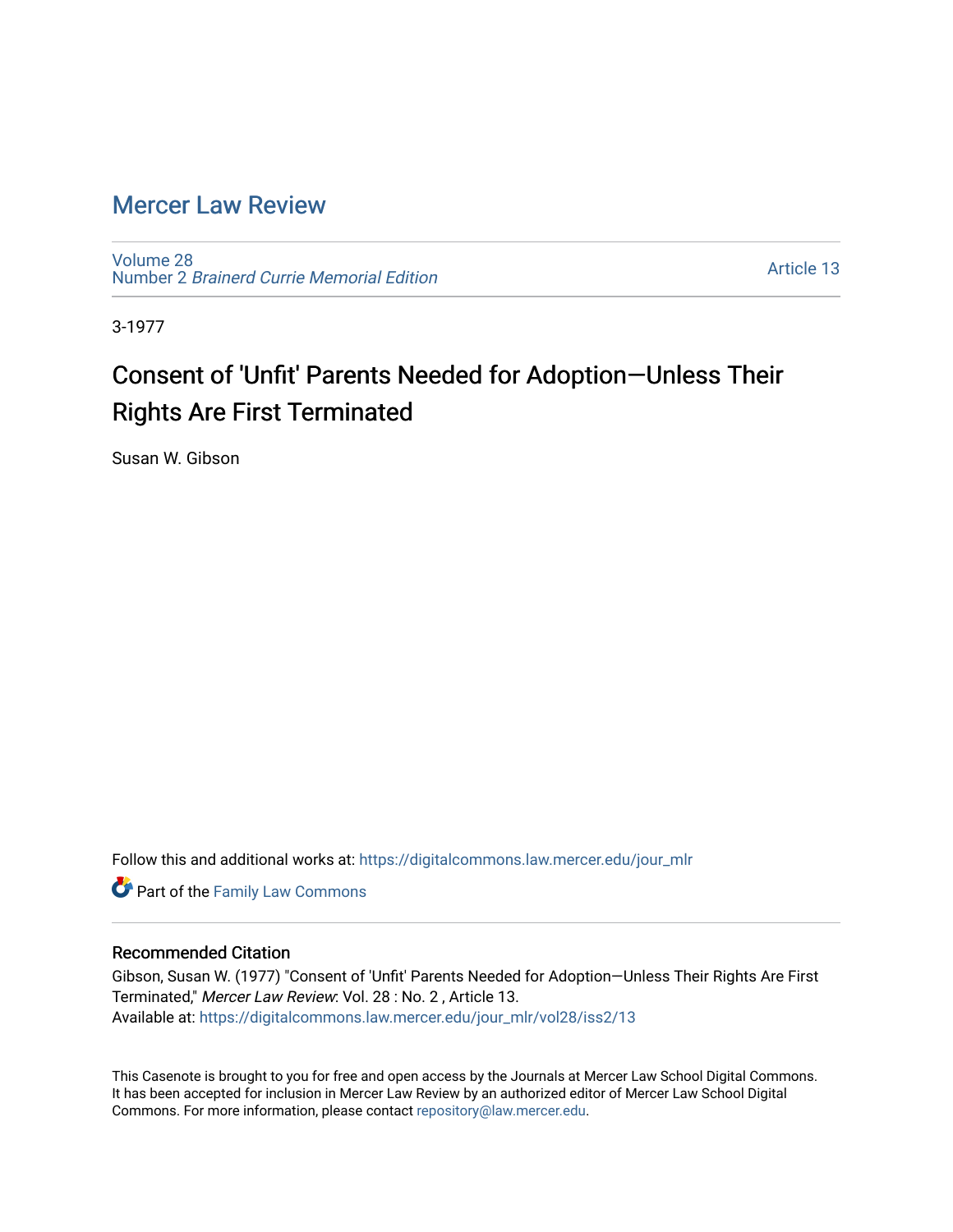# Mercer Law Review

Volume 28
Number 2 *Brainerd Currie Memorial Edition*

Article 13

3-1977

## Consent of 'Unfit' Parents Needed for Adoption—Unless Their Rights Are First Terminated

Susan W. Gibson

Follow this and additional works at: https://digitalcommons.law.mercer.edu/jour_mlr

Part of the Family Law Commons

### Recommended Citation

Gibson, Susan W. (1977) "Consent of 'Unfit' Parents Needed for Adoption—Unless Their Rights Are First Terminated," *Mercer Law Review*: Vol. 28 : No. 2 , Article 13.
Available at: https://digitalcommons.law.mercer.edu/jour_mlr/vol28/iss2/13

This Casenote is brought to you for free and open access by the Journals at Mercer Law School Digital Commons. It has been accepted for inclusion in Mercer Law Review by an authorized editor of Mercer Law School Digital Commons. For more information, please contact repository@law.mercer.edu.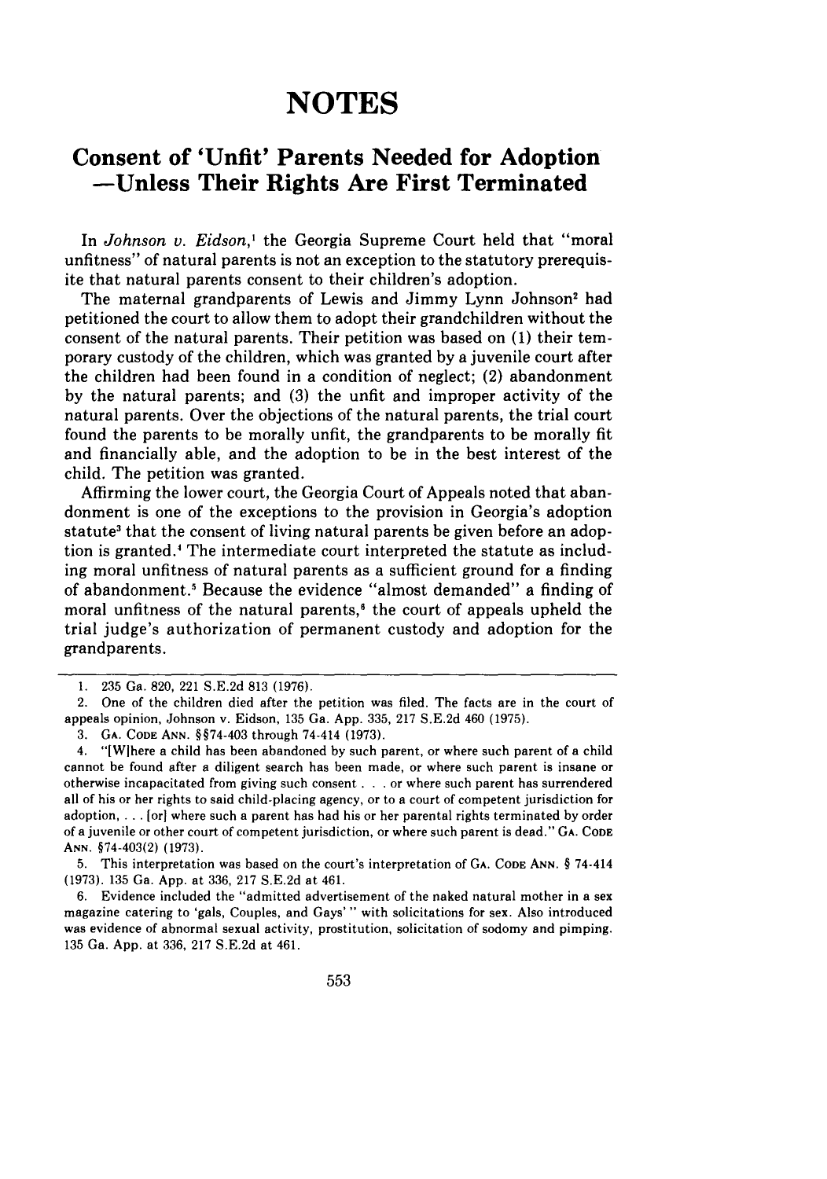# NOTES

## Consent of 'Unfit' Parents Needed for Adoption —Unless Their Rights Are First Terminated

In *Johnson v. Eidson*,[1] the Georgia Supreme Court held that "moral unfitness" of natural parents is not an exception to the statutory prerequisite that natural parents consent to their children's adoption.

The maternal grandparents of Lewis and Jimmy Lynn Johnson[2] had petitioned the court to allow them to adopt their grandchildren without the consent of the natural parents. Their petition was based on (1) their temporary custody of the children, which was granted by a juvenile court after the children had been found in a condition of neglect; (2) abandonment by the natural parents; and (3) the unfit and improper activity of the natural parents. Over the objections of the natural parents, the trial court found the parents to be morally unfit, the grandparents to be morally fit and financially able, and the adoption to be in the best interest of the child. The petition was granted.

Affirming the lower court, the Georgia Court of Appeals noted that abandonment is one of the exceptions to the provision in Georgia's adoption statute[3] that the consent of living natural parents be given before an adoption is granted.[4] The intermediate court interpreted the statute as including moral unfitness of natural parents as a sufficient ground for a finding of abandonment.[5] Because the evidence "almost demanded" a finding of moral unfitness of the natural parents,[6] the court of appeals upheld the trial judge's authorization of permanent custody and adoption for the grandparents.

---

1. 235 Ga. 820, 221 S.E.2d 813 (1976).
2. One of the children died after the petition was filed. The facts are in the court of appeals opinion, Johnson v. Eidson, 135 Ga. App. 335, 217 S.E.2d 460 (1975).
3. GA. CODE ANN. §§74-403 through 74-414 (1973).
4. "[W]here a child has been abandoned by such parent, or where such parent of a child cannot be found after a diligent search has been made, or where such parent is insane or otherwise incapacitated from giving such consent . . . or where such parent has surrendered all of his or her rights to said child-placing agency, or to a court of competent jurisdiction for adoption, . . . [or] where such a parent has had his or her parental rights terminated by order of a juvenile or other court of competent jurisdiction, or where such parent is dead." GA. CODE ANN. §74-403(2) (1973).
5. This interpretation was based on the court's interpretation of GA. CODE ANN. § 74-414 (1973). 135 Ga. App. at 336, 217 S.E.2d at 461.
6. Evidence included the "admitted advertisement of the naked natural mother in a sex magazine catering to 'gals, Couples, and Gays' " with solicitations for sex. Also introduced was evidence of abnormal sexual activity, prostitution, solicitation of sodomy and pimping. 135 Ga. App. at 336, 217 S.E.2d at 461.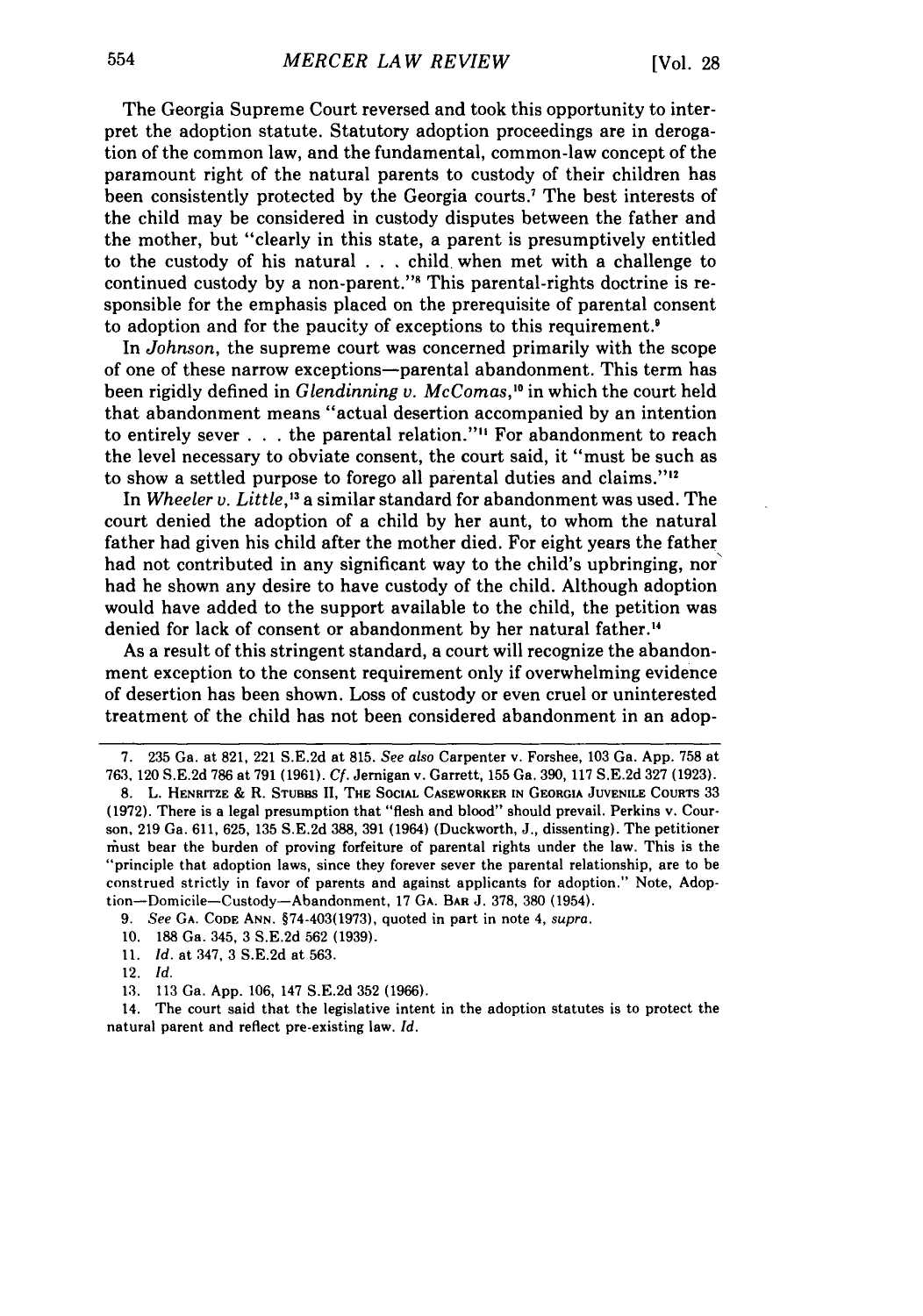The Georgia Supreme Court reversed and took this opportunity to interpret the adoption statute. Statutory adoption proceedings are in derogation of the common law, and the fundamental, common-law concept of the paramount right of the natural parents to custody of their children has been consistently protected by the Georgia courts.[7] The best interests of the child may be considered in custody disputes between the father and the mother, but "clearly in this state, a parent is presumptively entitled to the custody of his natural . . . child when met with a challenge to continued custody by a non-parent."[8] This parental-rights doctrine is responsible for the emphasis placed on the prerequisite of parental consent to adoption and for the paucity of exceptions to this requirement.[9]

In *Johnson*, the supreme court was concerned primarily with the scope of one of these narrow exceptions—parental abandonment. This term has been rigidly defined in *Glendinning v. McComas*,[10] in which the court held that abandonment means "actual desertion accompanied by an intention to entirely sever . . . the parental relation."[11] For abandonment to reach the level necessary to obviate consent, the court said, it "must be such as to show a settled purpose to forego all parental duties and claims."[12]

In *Wheeler v. Little*,[13] a similar standard for abandonment was used. The court denied the adoption of a child by her aunt, to whom the natural father had given his child after the mother died. For eight years the father had not contributed in any significant way to the child's upbringing, nor had he shown any desire to have custody of the child. Although adoption would have added to the support available to the child, the petition was denied for lack of consent or abandonment by her natural father.[14]

As a result of this stringent standard, a court will recognize the abandonment exception to the consent requirement only if overwhelming evidence of desertion has been shown. Loss of custody or even cruel or uninterested treatment of the child has not been considered abandonment in an adop-

---

7. 235 Ga. at 821, 221 S.E.2d at 815. *See also* Carpenter v. Forshee, 103 Ga. App. 758 at 763, 120 S.E.2d 786 at 791 (1961). *Cf.* Jernigan v. Garrett, 155 Ga. 390, 117 S.E.2d 327 (1923).

8. L. Henritze & R. Stubbs II, The Social Caseworker in Georgia Juvenile Courts 33 (1972). There is a legal presumption that "flesh and blood" should prevail. Perkins v. Courson, 219 Ga. 611, 625, 135 S.E.2d 388, 391 (1964) (Duckworth, J., dissenting). The petitioner must bear the burden of proving forfeiture of parental rights under the law. This is the "principle that adoption laws, since they forever sever the parental relationship, are to be construed strictly in favor of parents and against applicants for adoption." Note, Adoption—Domicile—Custody—Abandonment, 17 Ga. Bar J. 378, 380 (1954).

9. *See* Ga. Code Ann. §74-403(1973), quoted in part in note 4, *supra*.

10. 188 Ga. 345, 3 S.E.2d 562 (1939).

11. *Id.* at 347, 3 S.E.2d at 563.

12. *Id.*

13. 113 Ga. App. 106, 147 S.E.2d 352 (1966).

14. The court said that the legislative intent in the adoption statutes is to protect the natural parent and reflect pre-existing law. *Id.*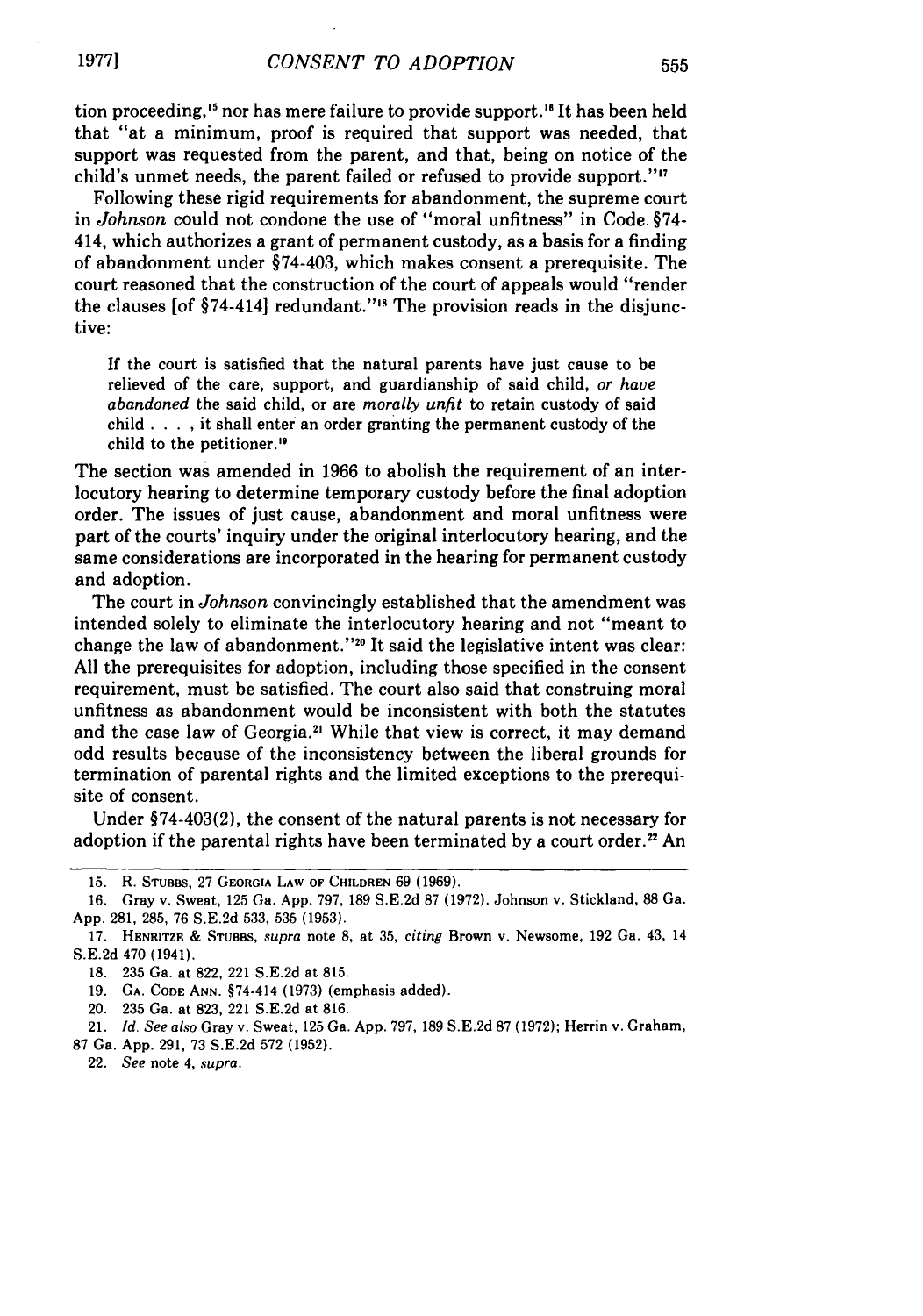tion proceeding,[15] nor has mere failure to provide support.[16] It has been held that "at a minimum, proof is required that support was needed, that support was requested from the parent, and that, being on notice of the child's unmet needs, the parent failed or refused to provide support."[17]

Following these rigid requirements for abandonment, the supreme court in *Johnson* could not condone the use of "moral unfitness" in Code §74-414, which authorizes a grant of permanent custody, as a basis for a finding of abandonment under §74-403, which makes consent a prerequisite. The court reasoned that the construction of the court of appeals would "render the clauses [of §74-414] redundant."[18] The provision reads in the disjunctive:

> If the court is satisfied that the natural parents have just cause to be relieved of the care, support, and guardianship of said child, *or have abandoned* the said child, or are *morally unfit* to retain custody of said child . . . , it shall enter an order granting the permanent custody of the child to the petitioner.[19]

The section was amended in 1966 to abolish the requirement of an interlocutory hearing to determine temporary custody before the final adoption order. The issues of just cause, abandonment and moral unfitness were part of the courts' inquiry under the original interlocutory hearing, and the same considerations are incorporated in the hearing for permanent custody and adoption.

The court in *Johnson* convincingly established that the amendment was intended solely to eliminate the interlocutory hearing and not "meant to change the law of abandonment."[20] It said the legislative intent was clear: All the prerequisites for adoption, including those specified in the consent requirement, must be satisfied. The court also said that construing moral unfitness as abandonment would be inconsistent with both the statutes and the case law of Georgia.[21] While that view is correct, it may demand odd results because of the inconsistency between the liberal grounds for termination of parental rights and the limited exceptions to the prerequisite of consent.

Under §74-403(2), the consent of the natural parents is not necessary for adoption if the parental rights have been terminated by a court order.[22] An

---

15. R. Stubbs, 27 Georgia Law of Children 69 (1969).

16. Gray v. Sweat, 125 Ga. App. 797, 189 S.E.2d 87 (1972). Johnson v. Stickland, 88 Ga. App. 281, 285, 76 S.E.2d 533, 535 (1953).

17. Henritze & Stubbs, *supra* note 8, at 35, *citing* Brown v. Newsome, 192 Ga. 43, 14 S.E.2d 470 (1941).

18. 235 Ga. at 822, 221 S.E.2d at 815.

19. Ga. Code Ann. §74-414 (1973) (emphasis added).

20. 235 Ga. at 823, 221 S.E.2d at 816.

21. *Id. See also* Gray v. Sweat, 125 Ga. App. 797, 189 S.E.2d 87 (1972); Herrin v. Graham, 87 Ga. App. 291, 73 S.E.2d 572 (1952).

22. *See* note 4, *supra*.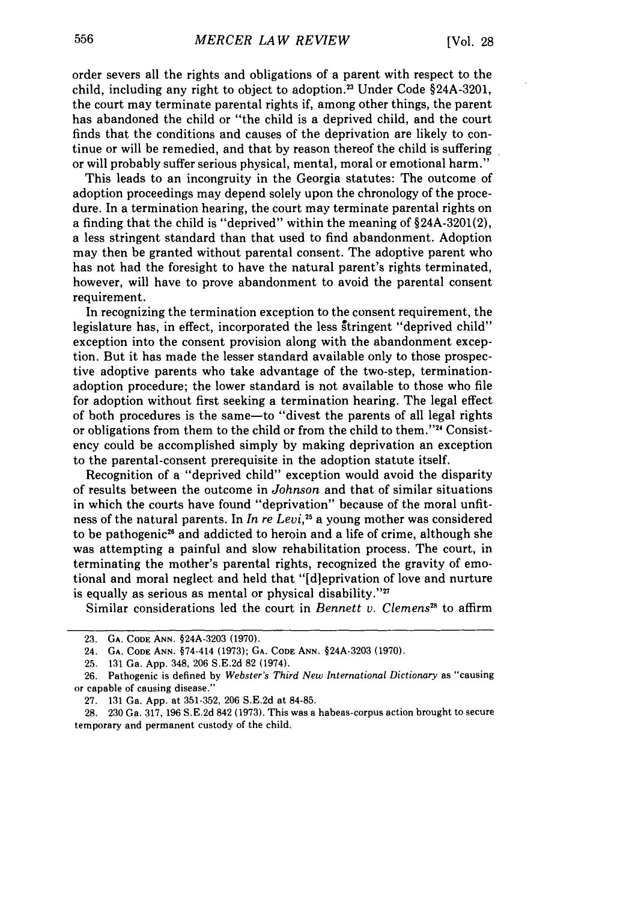order severs all the rights and obligations of a parent with respect to the child, including any right to object to adoption.[23] Under Code §24A-3201, the court may terminate parental rights if, among other things, the parent has abandoned the child or "the child is a deprived child, and the court finds that the conditions and causes of the deprivation are likely to continue or will be remedied, and that by reason thereof the child is suffering or will probably suffer serious physical, mental, moral or emotional harm."

This leads to an incongruity in the Georgia statutes: The outcome of adoption proceedings may depend solely upon the chronology of the procedure. In a termination hearing, the court may terminate parental rights on a finding that the child is "deprived" within the meaning of §24A-3201(2), a less stringent standard than that used to find abandonment. Adoption may then be granted without parental consent. The adoptive parent who has not had the foresight to have the natural parent's rights terminated, however, will have to prove abandonment to avoid the parental consent requirement.

In recognizing the termination exception to the consent requirement, the legislature has, in effect, incorporated the less stringent "deprived child" exception into the consent provision along with the abandonment exception. But it has made the lesser standard available only to those prospective adoptive parents who take advantage of the two-step, termination-adoption procedure; the lower standard is not available to those who file for adoption without first seeking a termination hearing. The legal effect of both procedures is the same—to "divest the parents of all legal rights or obligations from them to the child or from the child to them."[24] Consistency could be accomplished simply by making deprivation an exception to the parental-consent prerequisite in the adoption statute itself.

Recognition of a "deprived child" exception would avoid the disparity of results between the outcome in *Johnson* and that of similar situations in which the courts have found "deprivation" because of the moral unfitness of the natural parents. In *In re Levi*,[25] a young mother was considered to be pathogenic[26] and addicted to heroin and a life of crime, although she was attempting a painful and slow rehabilitation process. The court, in terminating the mother's parental rights, recognized the gravity of emotional and moral neglect and held that "[d]eprivation of love and nurture is equally as serious as mental or physical disability."[27]

Similar considerations led the court in *Bennett v. Clemens*[28] to affirm

---

23. GA. CODE ANN. §24A-3203 (1970).

24. GA. CODE ANN. §74-414 (1973); GA. CODE ANN. §24A-3203 (1970).

25. 131 Ga. App. 348, 206 S.E.2d 82 (1974).

26. Pathogenic is defined by *Webster's Third New International Dictionary* as "causing or capable of causing disease."

27. 131 Ga. App. at 351-352, 206 S.E.2d at 84-85.

28. 230 Ga. 317, 196 S.E.2d 842 (1973). This was a habeas-corpus action brought to secure temporary and permanent custody of the child.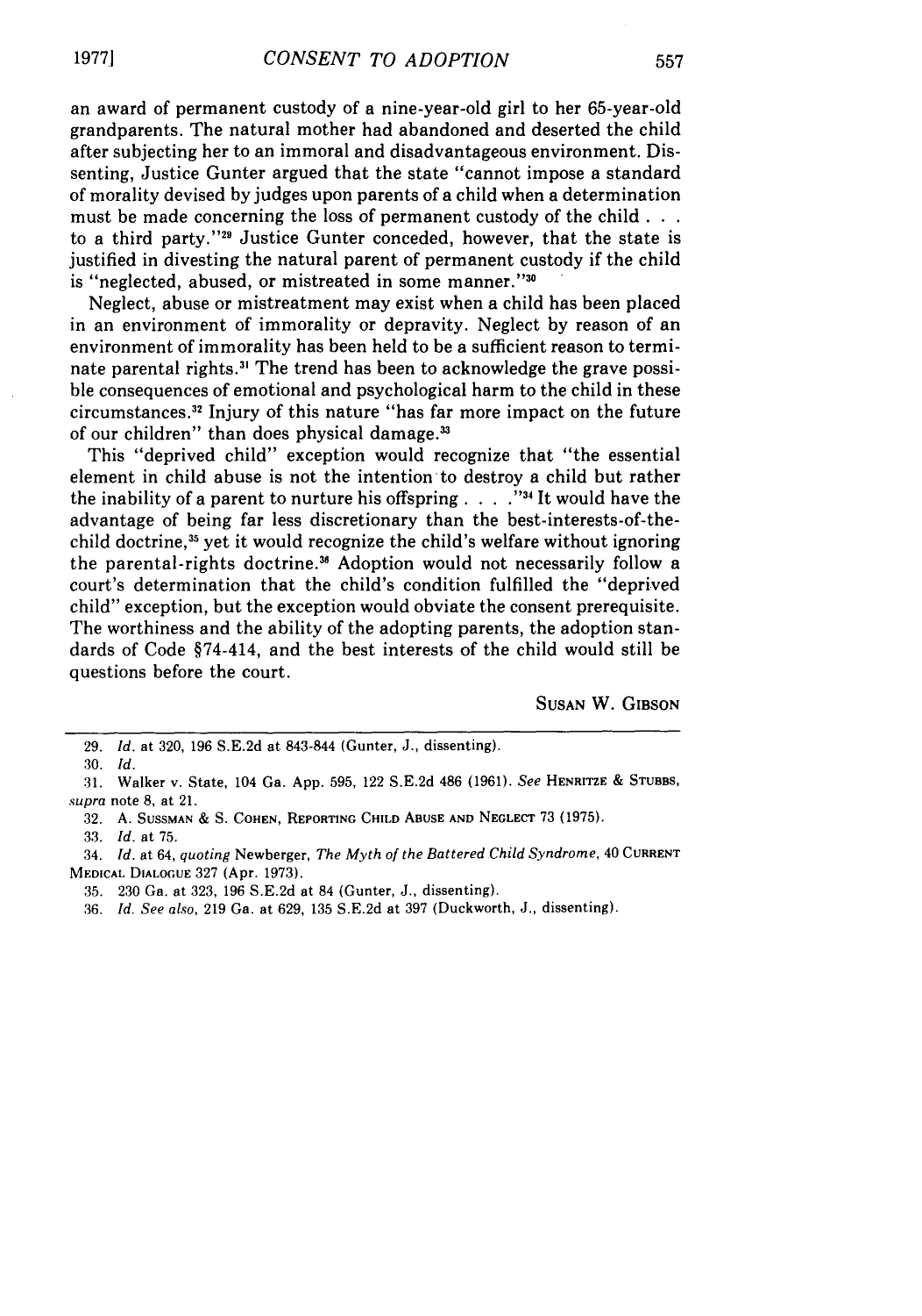an award of permanent custody of a nine-year-old girl to her 65-year-old grandparents. The natural mother had abandoned and deserted the child after subjecting her to an immoral and disadvantageous environment. Dissenting, Justice Gunter argued that the state "cannot impose a standard of morality devised by judges upon parents of a child when a determination must be made concerning the loss of permanent custody of the child . . . to a third party."[29] Justice Gunter conceded, however, that the state is justified in divesting the natural parent of permanent custody if the child is "neglected, abused, or mistreated in some manner."[30]

Neglect, abuse or mistreatment may exist when a child has been placed in an environment of immorality or depravity. Neglect by reason of an environment of immorality has been held to be a sufficient reason to terminate parental rights.[31] The trend has been to acknowledge the grave possible consequences of emotional and psychological harm to the child in these circumstances.[32] Injury of this nature "has far more impact on the future of our children" than does physical damage.[33]

This "deprived child" exception would recognize that "the essential element in child abuse is not the intention to destroy a child but rather the inability of a parent to nurture his offspring . . . ."[34] It would have the advantage of being far less discretionary than the best-interests-of-the-child doctrine,[35] yet it would recognize the child's welfare without ignoring the parental-rights doctrine.[36] Adoption would not necessarily follow a court's determination that the child's condition fulfilled the "deprived child" exception, but the exception would obviate the consent prerequisite. The worthiness and the ability of the adopting parents, the adoption standards of Code §74-414, and the best interests of the child would still be questions before the court.

SUSAN W. GIBSON

---

29. *Id.* at 320, 196 S.E.2d at 843-844 (Gunter, J., dissenting).

30. *Id.*

31. Walker v. State, 104 Ga. App. 595, 122 S.E.2d 486 (1961). *See* HENRITZE & STUBBS, *supra* note 8, at 21.

32. A. SUSSMAN & S. COHEN, REPORTING CHILD ABUSE AND NEGLECT 73 (1975).

33. *Id.* at 75.

34. *Id.* at 64, *quoting* Newberger, *The Myth of the Battered Child Syndrome*, 40 CURRENT MEDICAL DIALOGUE 327 (Apr. 1973).

35. 230 Ga. at 323, 196 S.E.2d at 84 (Gunter, J., dissenting).

36. *Id. See also*, 219 Ga. at 629, 135 S.E.2d at 397 (Duckworth, J., dissenting).